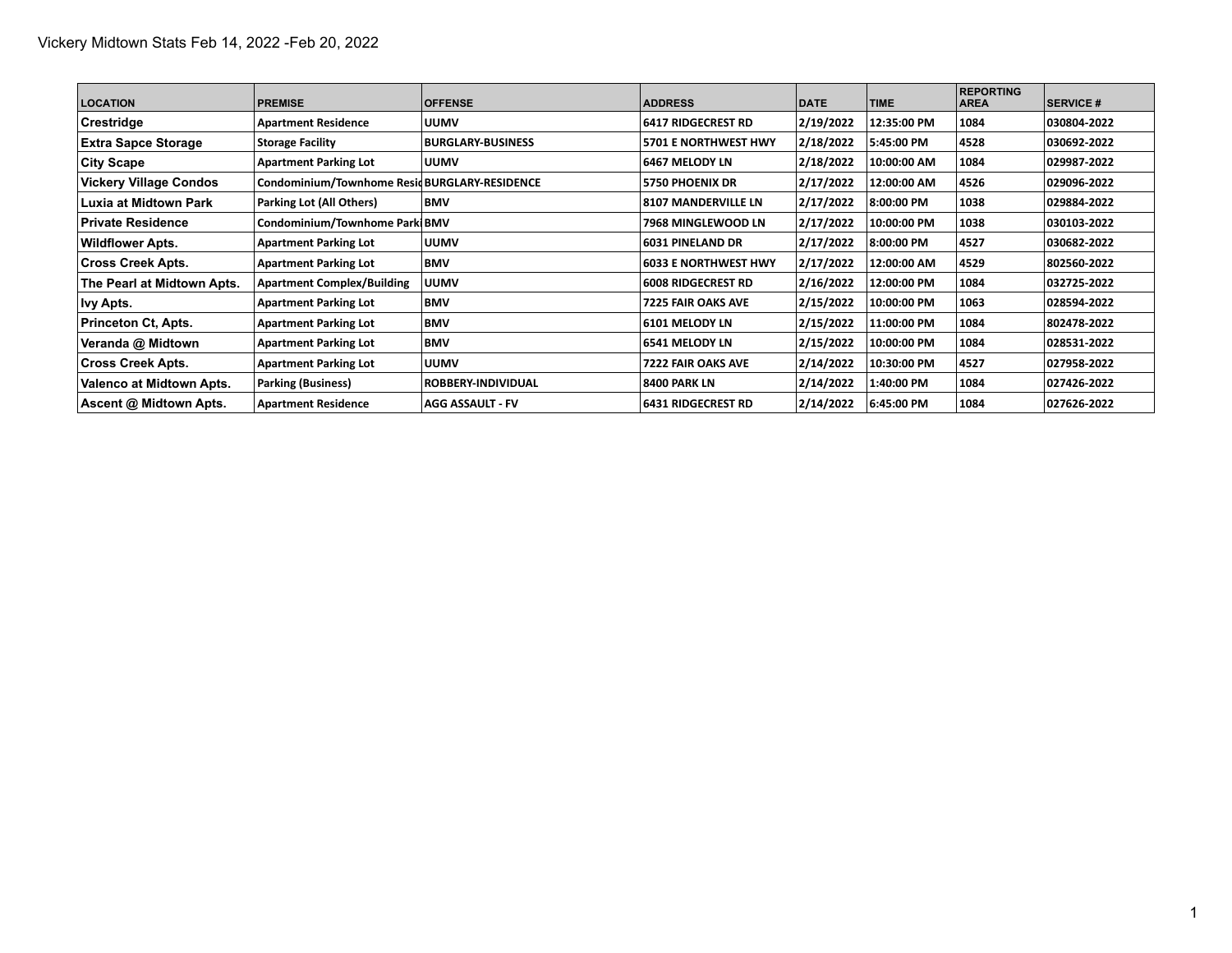Vickery Midtown Stats Feb 14, 2022 -Feb 20, 2022

| LOCATION | PREMISE | OFFENSE | ADDRESS | DATE | TIME | REPORTING AREA | SERVICE # |
|---|---|---|---|---|---|---|---|
| Crestridge | Apartment Residence | UUMV | 6417 RIDGECREST RD | 2/19/2022 | 12:35:00 PM | 1084 | 030804-2022 |
| Extra Sapce Storage | Storage Facility | BURGLARY-BUSINESS | 5701 E NORTHWEST HWY | 2/18/2022 | 5:45:00 PM | 4528 | 030692-2022 |
| City Scape | Apartment Parking Lot | UUMV | 6467 MELODY LN | 2/18/2022 | 10:00:00 AM | 1084 | 029987-2022 |
| Vickery Village Condos | Condominium/Townhome Resid | BURGLARY-RESIDENCE | 5750 PHOENIX DR | 2/17/2022 | 12:00:00 AM | 4526 | 029096-2022 |
| Luxia at Midtown Park | Parking Lot (All Others) | BMV | 8107 MANDERVILLE LN | 2/17/2022 | 8:00:00 PM | 1038 | 029884-2022 |
| Private Residence | Condominium/Townhome Parki | BMV | 7968 MINGLEWOOD LN | 2/17/2022 | 10:00:00 PM | 1038 | 030103-2022 |
| Wildflower Apts. | Apartment Parking Lot | UUMV | 6031 PINELAND DR | 2/17/2022 | 8:00:00 PM | 4527 | 030682-2022 |
| Cross Creek Apts. | Apartment Parking Lot | BMV | 6033 E NORTHWEST HWY | 2/17/2022 | 12:00:00 AM | 4529 | 802560-2022 |
| The Pearl at Midtown Apts. | Apartment Complex/Building | UUMV | 6008 RIDGECREST RD | 2/16/2022 | 12:00:00 PM | 1084 | 032725-2022 |
| Ivy Apts. | Apartment Parking Lot | BMV | 7225 FAIR OAKS AVE | 2/15/2022 | 10:00:00 PM | 1063 | 028594-2022 |
| Princeton Ct, Apts. | Apartment Parking Lot | BMV | 6101 MELODY LN | 2/15/2022 | 11:00:00 PM | 1084 | 802478-2022 |
| Veranda @ Midtown | Apartment Parking Lot | BMV | 6541 MELODY LN | 2/15/2022 | 10:00:00 PM | 1084 | 028531-2022 |
| Cross Creek Apts. | Apartment Parking Lot | UUMV | 7222 FAIR OAKS AVE | 2/14/2022 | 10:30:00 PM | 4527 | 027958-2022 |
| Valenco at Midtown Apts. | Parking (Business) | ROBBERY-INDIVIDUAL | 8400 PARK LN | 2/14/2022 | 1:40:00 PM | 1084 | 027426-2022 |
| Ascent @ Midtown Apts. | Apartment Residence | AGG ASSAULT - FV | 6431 RIDGECREST RD | 2/14/2022 | 6:45:00 PM | 1084 | 027626-2022 |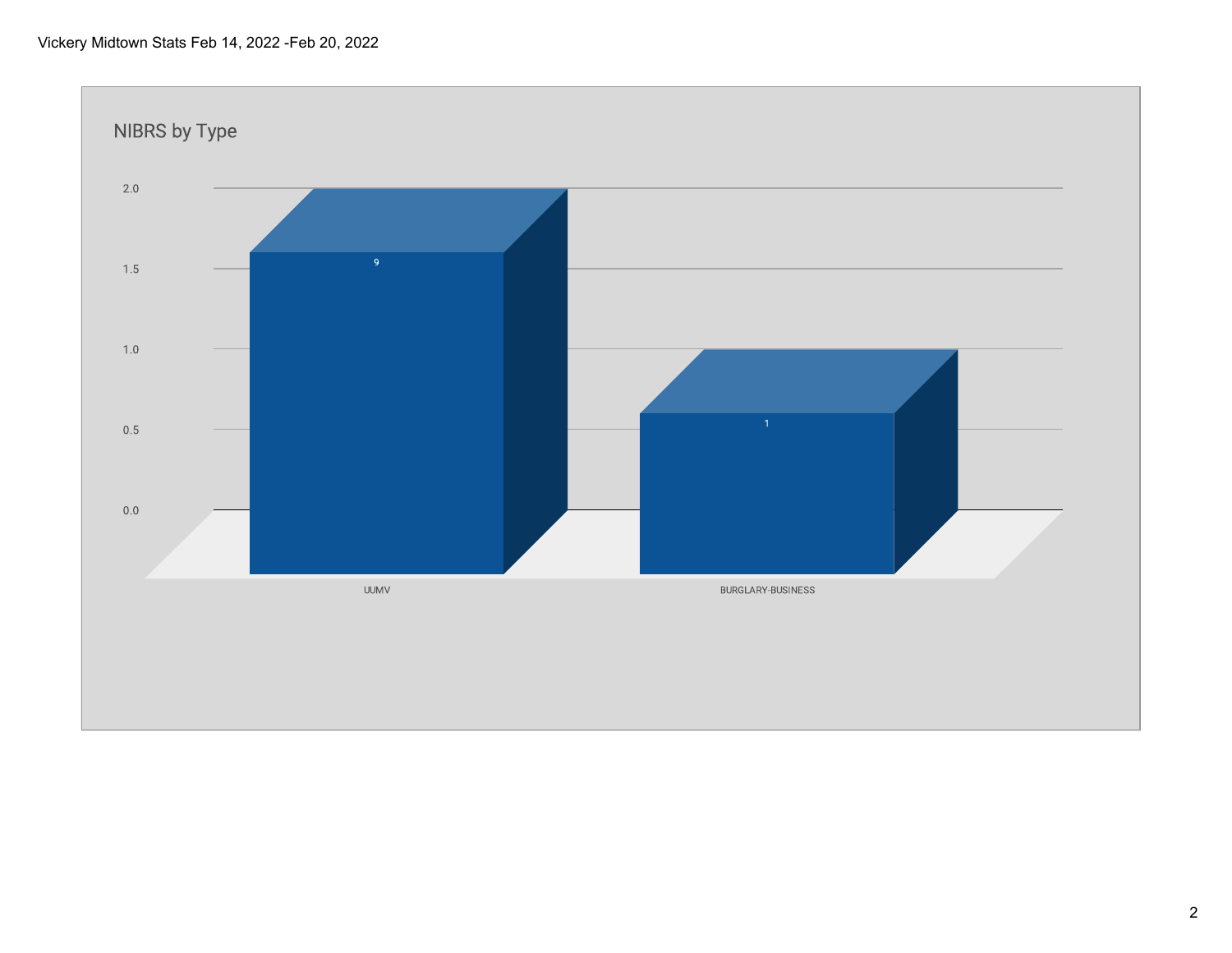Vickery Midtown Stats Feb 14, 2022 -Feb 20, 2022

## NIBRS by Type

| Type | Count |
| --- | --- |
| UUMV | 9 |
| BURGLARY-BUSINESS | 1 |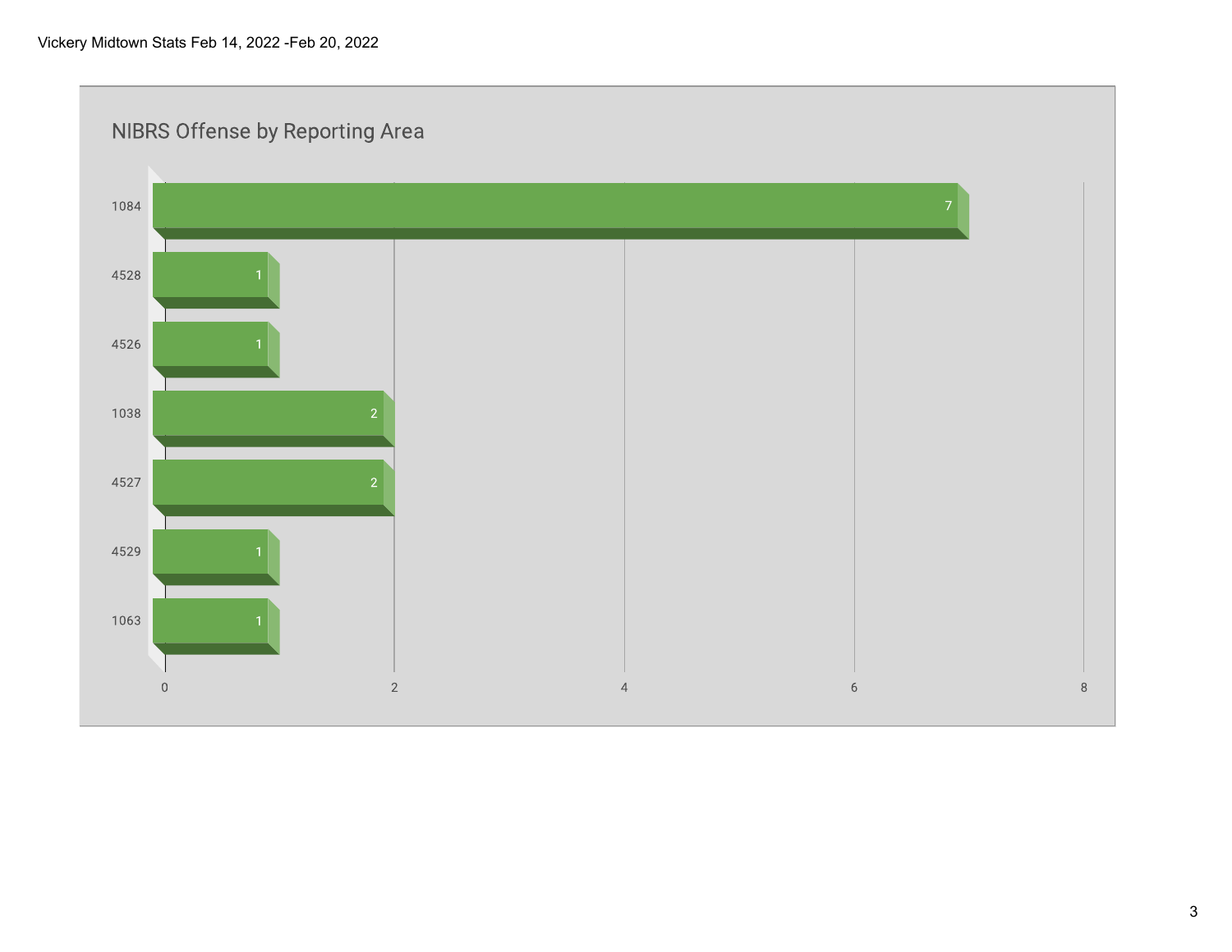Vickery Midtown Stats Feb 14, 2022 -Feb 20, 2022

## NIBRS Offense by Reporting Area

| Reporting Area | Count |
| --- | --- |
| 1084 | 7 |
| 4528 | 1 |
| 4526 | 1 |
| 1038 | 2 |
| 4527 | 2 |
| 4529 | 1 |
| 1063 | 1 |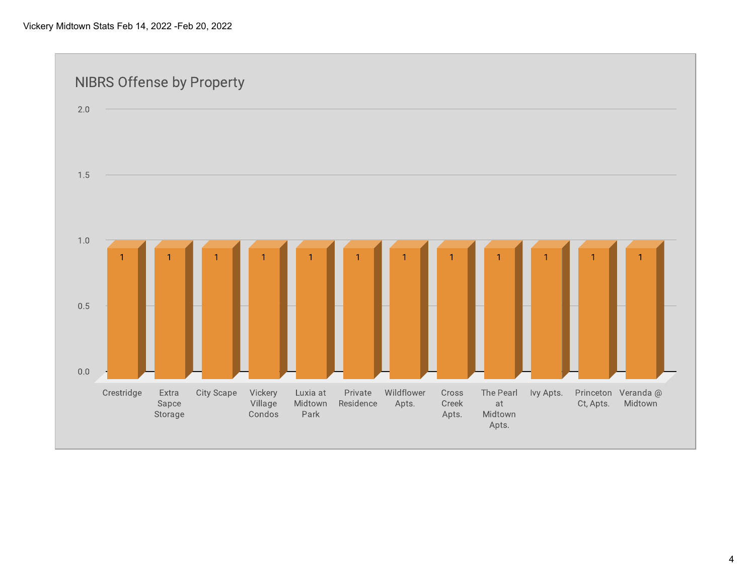Vickery Midtown Stats Feb 14, 2022 -Feb 20, 2022

## NIBRS Offense by Property

| Property | Count |
|---|---|
| Crestridge | 1 |
| Extra Sapce Storage | 1 |
| City Scape | 1 |
| Vickery Village Condos | 1 |
| Luxia at Midtown Park | 1 |
| Private Residence | 1 |
| Wildflower Apts. | 1 |
| Cross Creek Apts. | 1 |
| The Pearl at Midtown Apts. | 1 |
| Ivy Apts. | 1 |
| Princeton Ct, Apts. | 1 |
| Veranda @ Midtown | 1 |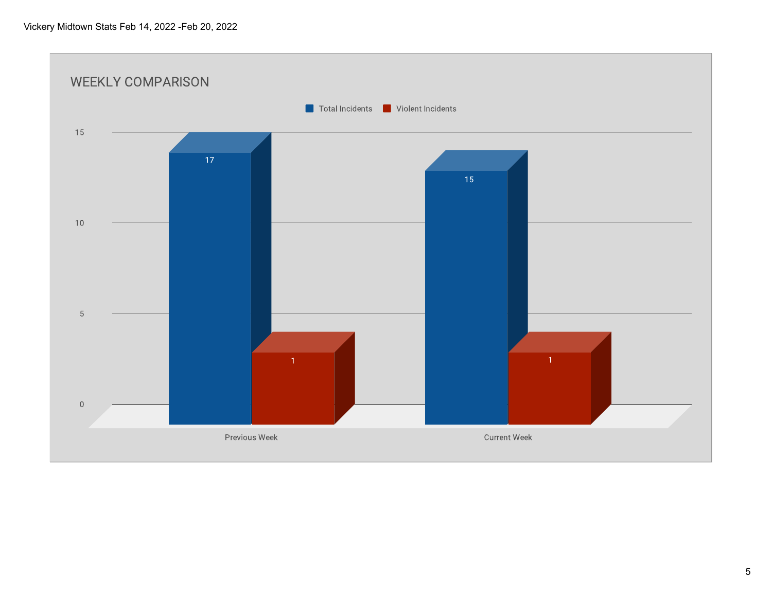Vickery Midtown Stats Feb 14, 2022 -Feb 20, 2022

WEEKLY COMPARISON

Total Incidents
Violent Incidents

15
10
5
0

17
1
15
1

Previous Week
Current Week